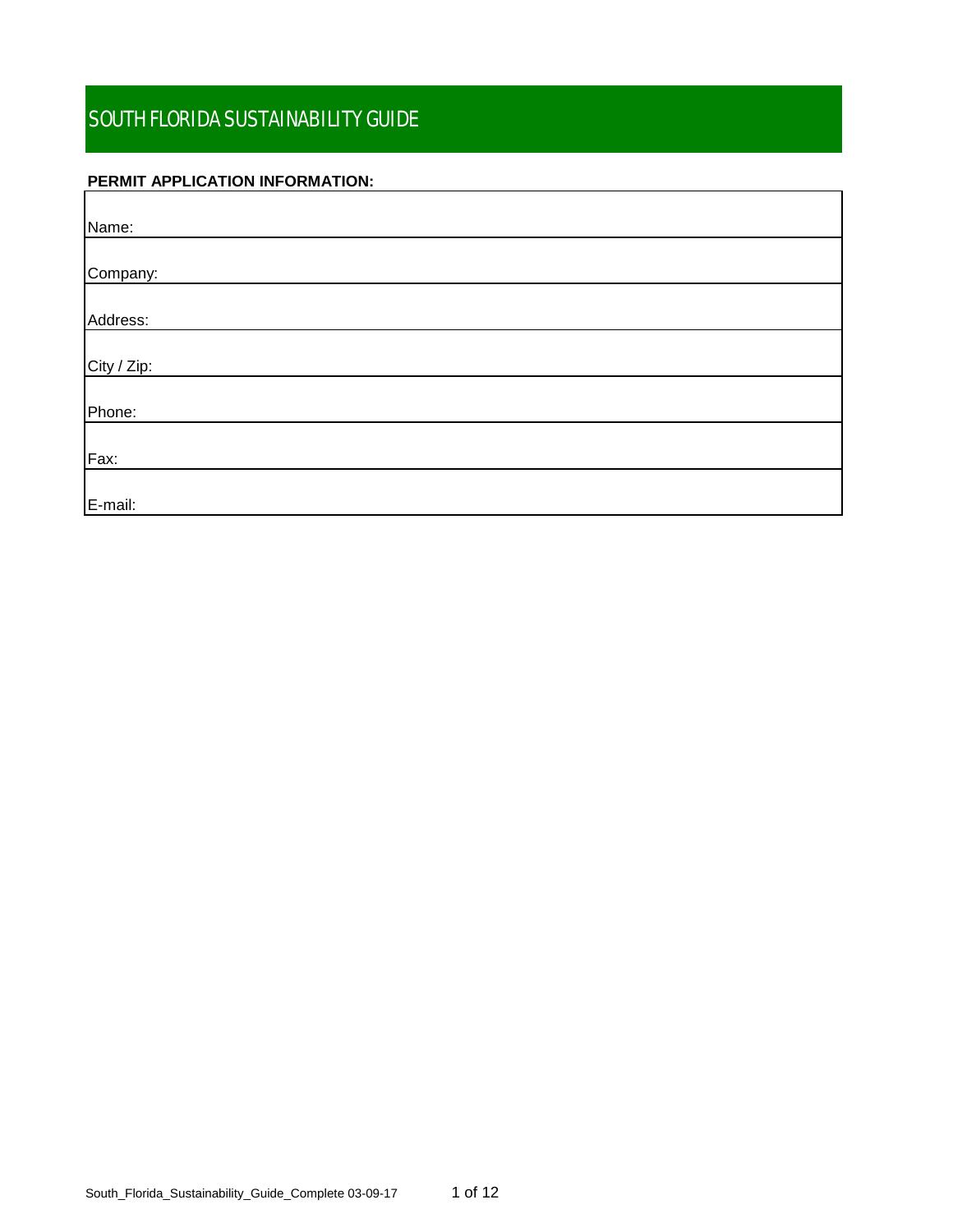# SOUTH FLORIDA SUSTAINABILITY GUIDE

**PERMIT APPLICATION INFORMATION:**

| |
|---|
| Name: |
| Company: |
| Address: |
| City / Zip: |
| Phone: |
| Fax: |
| E-mail: |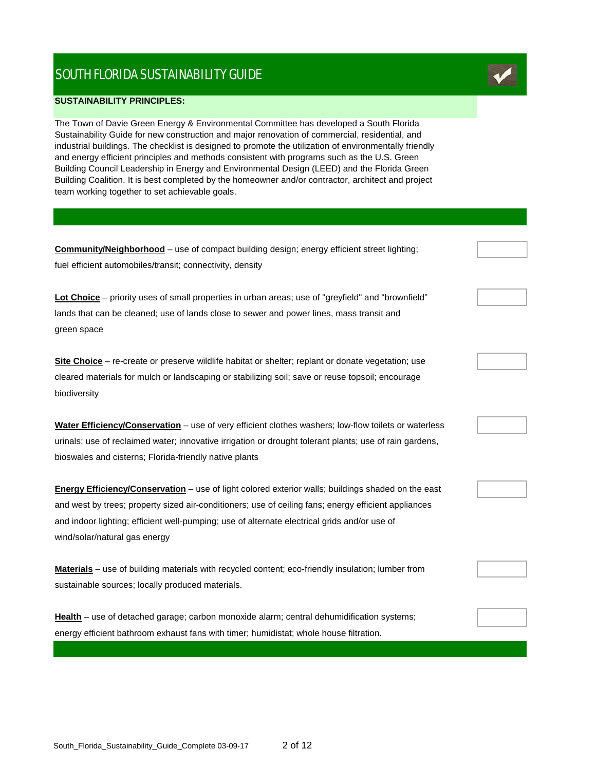# SOUTH FLORIDA SUSTAINABILITY GUIDE

**SUSTAINABILITY PRINCIPLES:**

The Town of Davie Green Energy & Environmental Committee has developed a South Florida Sustainability Guide for new construction and major renovation of commercial, residential, and industrial buildings. The checklist is designed to promote the utilization of environmentally friendly and energy efficient principles and methods consistent with programs such as the U.S. Green Building Council Leadership in Energy and Environmental Design (LEED) and the Florida Green Building Coalition. It is best completed by the homeowner and/or contractor, architect and project team working together to set achievable goals.

| Principle | ✔ |
| --- | --- |
| **Community/Neighborhood** – use of compact building design; energy efficient street lighting; fuel efficient automobiles/transit; connectivity, density | |
| **Lot Choice** – priority uses of small properties in urban areas; use of "greyfield" and "brownfield" lands that can be cleaned; use of lands close to sewer and power lines, mass transit and green space | |
| **Site Choice** – re-create or preserve wildlife habitat or shelter; replant or donate vegetation; use cleared materials for mulch or landscaping or stabilizing soil; save or reuse topsoil; encourage biodiversity | |
| **Water Efficiency/Conservation** – use of very efficient clothes washers; low-flow toilets or waterless urinals; use of reclaimed water; innovative irrigation or drought tolerant plants; use of rain gardens, bioswales and cisterns; Florida-friendly native plants | |
| **Energy Efficiency/Conservation** – use of light colored exterior walls; buildings shaded on the east and west by trees; property sized air-conditioners; use of ceiling fans; energy efficient appliances and indoor lighting; efficient well-pumping; use of alternate electrical grids and/or use of wind/solar/natural gas energy | |
| **Materials** – use of building materials with recycled content; eco-friendly insulation; lumber from sustainable sources; locally produced materials. | |
| **Health** – use of detached garage; carbon monoxide alarm; central dehumidification systems; energy efficient bathroom exhaust fans with timer; humidistat; whole house filtration. | |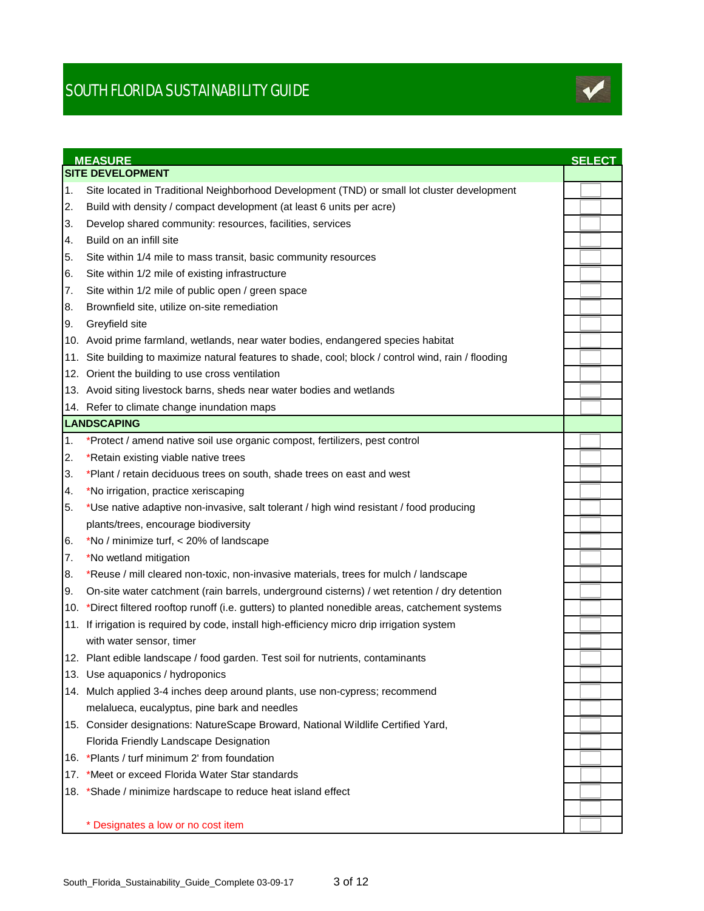# SOUTH FLORIDA SUSTAINABILITY GUIDE

| MEASURE | SELECT |
|---|---|
| **SITE DEVELOPMENT** | |
| 1. Site located in Traditional Neighborhood Development (TND) or small lot cluster development | |
| 2. Build with density / compact development (at least 6 units per acre) | |
| 3. Develop shared community: resources, facilities, services | |
| 4. Build on an infill site | |
| 5. Site within 1/4 mile to mass transit, basic community resources | |
| 6. Site within 1/2 mile of existing infrastructure | |
| 7. Site within 1/2 mile of public open / green space | |
| 8. Brownfield site, utilize on-site remediation | |
| 9. Greyfield site | |
| 10. Avoid prime farmland, wetlands, near water bodies, endangered species habitat | |
| 11. Site building to maximize natural features to shade, cool; block / control wind, rain / flooding | |
| 12. Orient the building to use cross ventilation | |
| 13. Avoid siting livestock barns, sheds near water bodies and wetlands | |
| 14. Refer to climate change inundation maps | |
| **LANDSCAPING** | |
| 1. *Protect / amend native soil use organic compost, fertilizers, pest control | |
| 2. *Retain existing viable native trees | |
| 3. *Plant / retain deciduous trees on south, shade trees on east and west | |
| 4. *No irrigation, practice xeriscaping | |
| 5. *Use native adaptive non-invasive, salt tolerant / high wind resistant / food producing plants/trees, encourage biodiversity | |
| 6. *No / minimize turf, < 20% of landscape | |
| 7. *No wetland mitigation | |
| 8. *Reuse / mill cleared non-toxic, non-invasive materials, trees for mulch / landscape | |
| 9. On-site water catchment (rain barrels, underground cisterns) / wet retention / dry detention | |
| 10. *Direct filtered rooftop runoff (i.e. gutters) to planted nonedible areas, catchement systems | |
| 11. If irrigation is required by code, install high-efficiency micro drip irrigation system with water sensor, timer | |
| 12. Plant edible landscape / food garden. Test soil for nutrients, contaminants | |
| 13. Use aquaponics / hydroponics | |
| 14. Mulch applied 3-4 inches deep around plants, use non-cypress; recommend melalueca, eucalyptus, pine bark and needles | |
| 15. Consider designations: NatureScape Broward, National Wildlife Certified Yard, Florida Friendly Landscape Designation | |
| 16. *Plants / turf minimum 2' from foundation | |
| 17. *Meet or exceed Florida Water Star standards | |
| 18. *Shade / minimize hardscape to reduce heat island effect | |

\* Designates a low or no cost item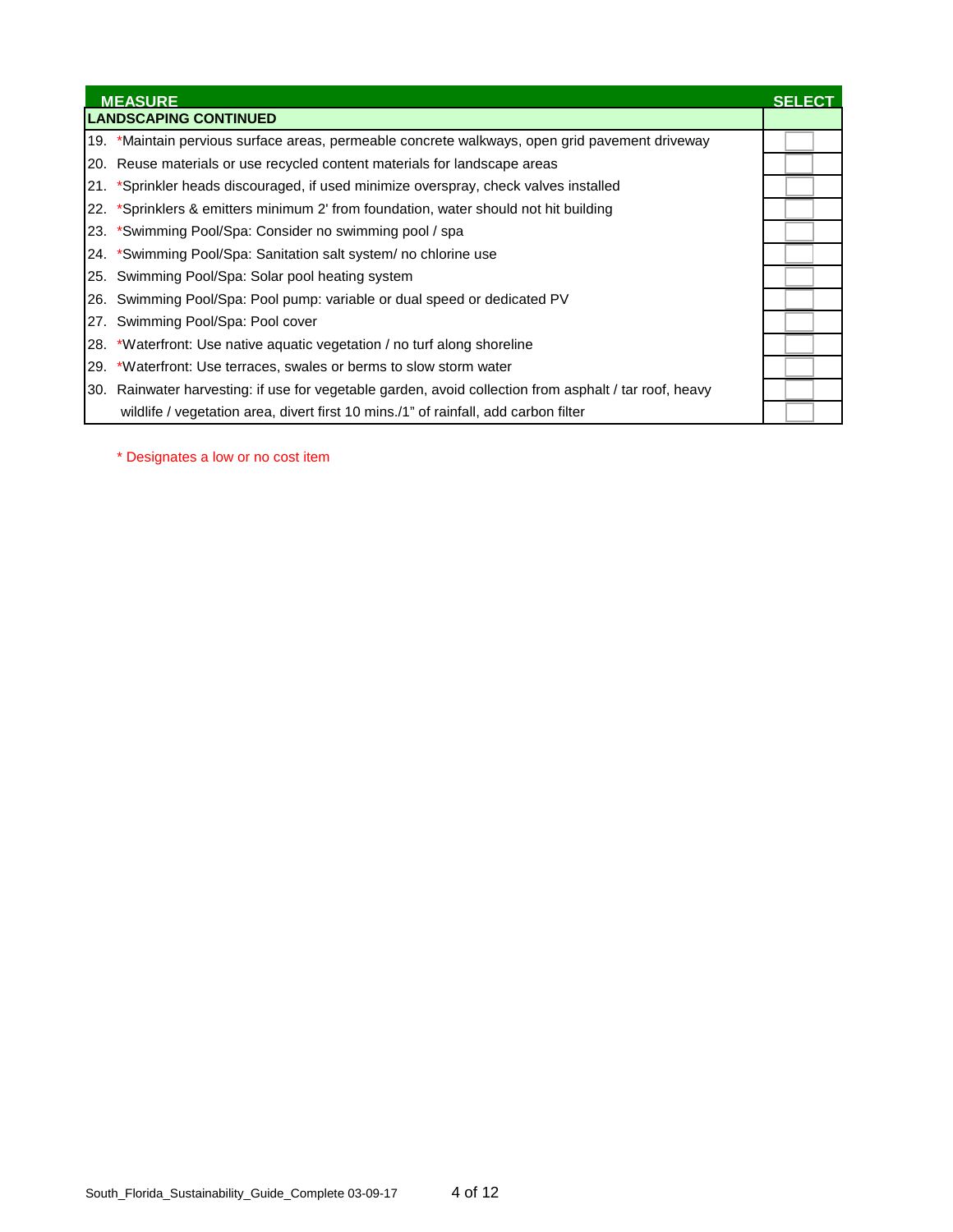| MEASURE | SELECT |
| --- | --- |
| **LANDSCAPING CONTINUED** | |
| 19. *Maintain pervious surface areas, permeable concrete walkways, open grid pavement driveway | ☐ |
| 20. Reuse materials or use recycled content materials for landscape areas | ☐ |
| 21. *Sprinkler heads discouraged, if used minimize overspray, check valves installed | ☐ |
| 22. *Sprinklers & emitters minimum 2' from foundation, water should not hit building | ☐ |
| 23. *Swimming Pool/Spa: Consider no swimming pool / spa | ☐ |
| 24. *Swimming Pool/Spa: Sanitation salt system/ no chlorine use | ☐ |
| 25. Swimming Pool/Spa: Solar pool heating system | ☐ |
| 26. Swimming Pool/Spa: Pool pump: variable or dual speed or dedicated PV | ☐ |
| 27. Swimming Pool/Spa: Pool cover | ☐ |
| 28. *Waterfront: Use native aquatic vegetation / no turf along shoreline | ☐ |
| 29. *Waterfront: Use terraces, swales or berms to slow storm water | ☐ |
| 30. Rainwater harvesting: if use for vegetable garden, avoid collection from asphalt / tar roof, heavy | ☐ |
| wildlife / vegetation area, divert first 10 mins./1" of rainfall, add carbon filter | ☐ |

* Designates a low or no cost item

South_Florida_Sustainability_Guide_Complete 03-09-17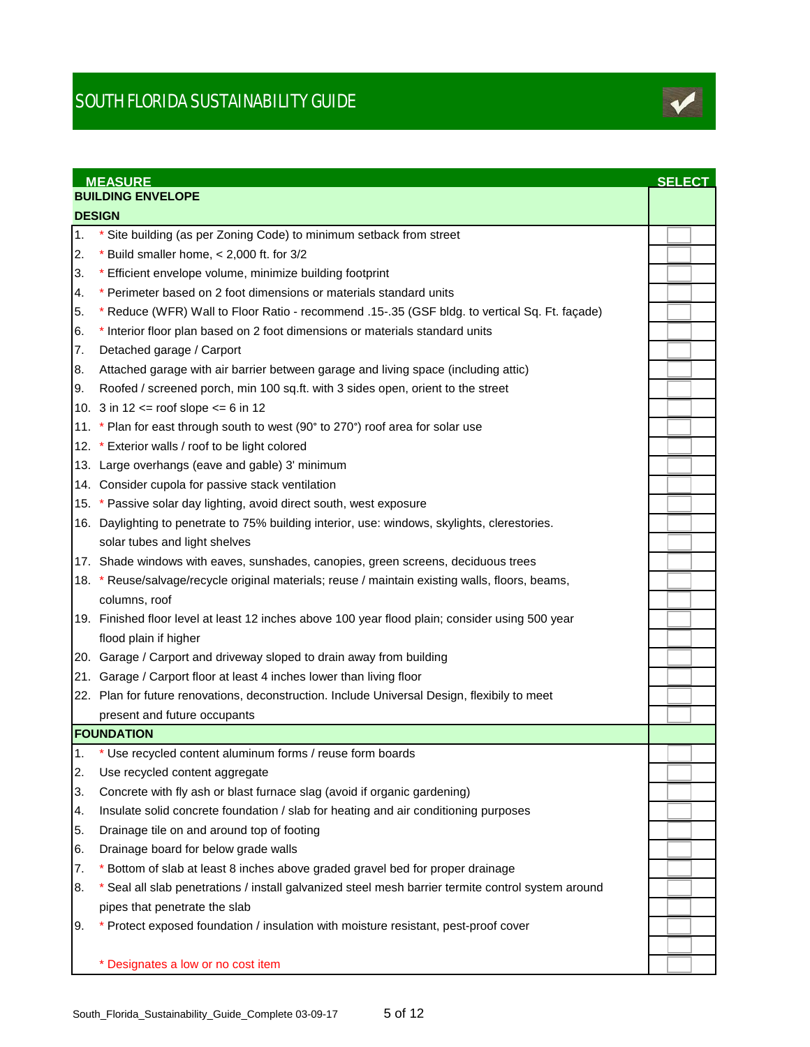# SOUTH FLORIDA SUSTAINABILITY GUIDE

| MEASURE | SELECT |
|---|---|
| **BUILDING ENVELOPE** | |
| **DESIGN** | |
| 1. * Site building (as per Zoning Code) to minimum setback from street | ☐ |
| 2. * Build smaller home, < 2,000 ft. for 3/2 | ☐ |
| 3. * Efficient envelope volume, minimize building footprint | ☐ |
| 4. * Perimeter based on 2 foot dimensions or materials standard units | ☐ |
| 5. * Reduce (WFR) Wall to Floor Ratio - recommend .15-.35 (GSF bldg. to vertical Sq. Ft. façade) | ☐ |
| 6. * Interior floor plan based on 2 foot dimensions or materials standard units | ☐ |
| 7. Detached garage / Carport | ☐ |
| 8. Attached garage with air barrier between garage and living space (including attic) | ☐ |
| 9. Roofed / screened porch, min 100 sq.ft. with 3 sides open, orient to the street | ☐ |
| 10. 3 in 12 <= roof slope <= 6 in 12 | ☐ |
| 11. * Plan for east through south to west (90° to 270°) roof area for solar use | ☐ |
| 12. * Exterior walls / roof to be light colored | ☐ |
| 13. Large overhangs (eave and gable) 3' minimum | ☐ |
| 14. Consider cupola for passive stack ventilation | ☐ |
| 15. * Passive solar day lighting, avoid direct south, west exposure | ☐ |
| 16. Daylighting to penetrate to 75% building interior, use: windows, skylights, clerestories. solar tubes and light shelves | ☐ |
| 17. Shade windows with eaves, sunshades, canopies, green screens, deciduous trees | ☐ |
| 18. * Reuse/salvage/recycle original materials; reuse / maintain existing walls, floors, beams, columns, roof | ☐ |
| 19. Finished floor level at least 12 inches above 100 year flood plain; consider using 500 year flood plain if higher | ☐ |
| 20. Garage / Carport and driveway sloped to drain away from building | ☐ |
| 21. Garage / Carport floor at least 4 inches lower than living floor | ☐ |
| 22. Plan for future renovations, deconstruction. Include Universal Design, flexibly to meet present and future occupants | ☐ |
| **FOUNDATION** | |
| 1. * Use recycled content aluminum forms / reuse form boards | ☐ |
| 2. Use recycled content aggregate | ☐ |
| 3. Concrete with fly ash or blast furnace slag (avoid if organic gardening) | ☐ |
| 4. Insulate solid concrete foundation / slab for heating and air conditioning purposes | ☐ |
| 5. Drainage tile on and around top of footing | ☐ |
| 6. Drainage board for below grade walls | ☐ |
| 7. * Bottom of slab at least 8 inches above graded gravel bed for proper drainage | ☐ |
| 8. * Seal all slab penetrations / install galvanized steel mesh barrier termite control system around pipes that penetrate the slab | ☐ |
| 9. * Protect exposed foundation / insulation with moisture resistant, pest-proof cover | ☐ |

\* Designates a low or no cost item

South_Florida_Sustainability_Guide_Complete 03-09-17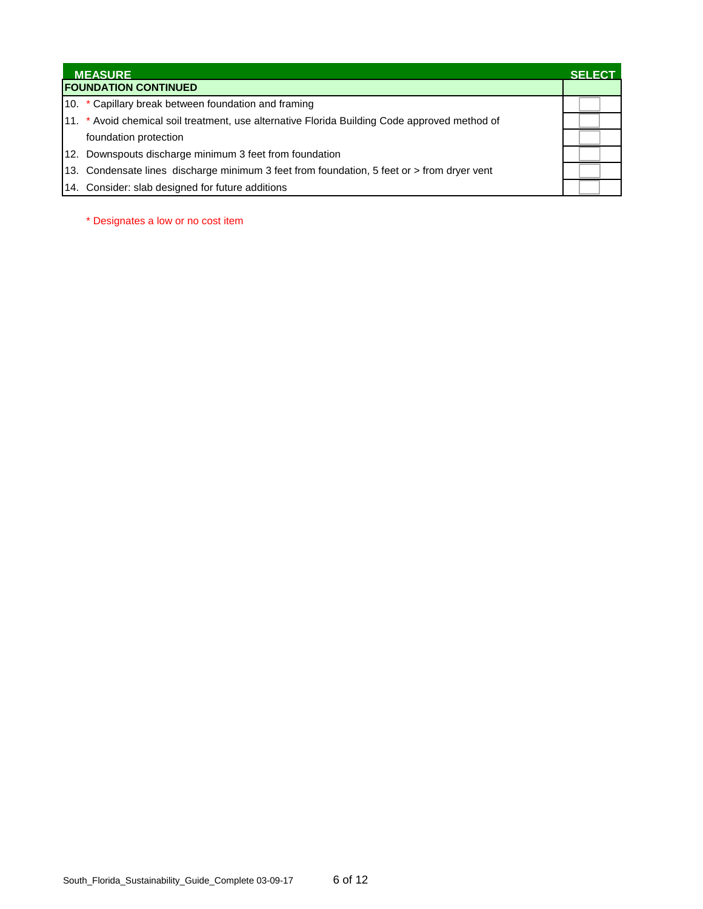| MEASURE | SELECT |
|---|---|
| **FOUNDATION CONTINUED** | |
| 10. * Capillary break between foundation and framing | |
| 11. * Avoid chemical soil treatment, use alternative Florida Building Code approved method of foundation protection | |
| 12. Downspouts discharge minimum 3 feet from foundation | |
| 13. Condensate lines discharge minimum 3 feet from foundation, 5 feet or > from dryer vent | |
| 14. Consider: slab designed for future additions | |

* Designates a low or no cost item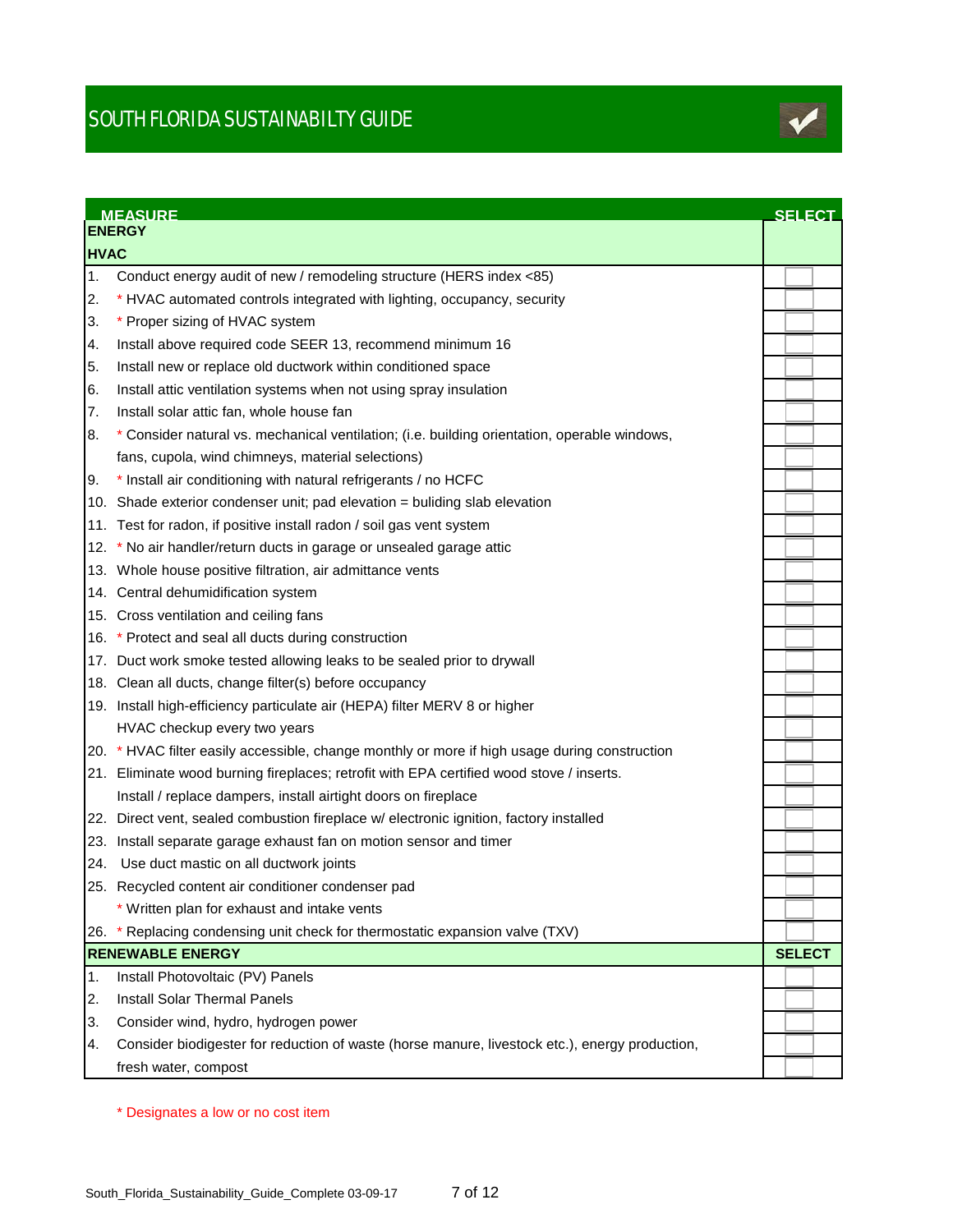# SOUTH FLORIDA SUSTAINABILTY GUIDE

| MEASURE | SELECT |
|---|---|
| **ENERGY** | |
| **HVAC** | |
| 1. Conduct energy audit of new / remodeling structure (HERS index <85) | |
| 2. * HVAC automated controls integrated with lighting, occupancy, security | |
| 3. * Proper sizing of HVAC system | |
| 4. Install above required code SEER 13, recommend minimum 16 | |
| 5. Install new or replace old ductwork within conditioned space | |
| 6. Install attic ventilation systems when not using spray insulation | |
| 7. Install solar attic fan, whole house fan | |
| 8. * Consider natural vs. mechanical ventilation; (i.e. building orientation, operable windows, fans, cupola, wind chimneys, material selections) | |
| 9. * Install air conditioning with natural refrigerants / no HCFC | |
| 10. Shade exterior condenser unit; pad elevation = buliding slab elevation | |
| 11. Test for radon, if positive install radon / soil gas vent system | |
| 12. * No air handler/return ducts in garage or unsealed garage attic | |
| 13. Whole house positive filtration, air admittance vents | |
| 14. Central dehumidification system | |
| 15. Cross ventilation and ceiling fans | |
| 16. * Protect and seal all ducts during construction | |
| 17. Duct work smoke tested allowing leaks to be sealed prior to drywall | |
| 18. Clean all ducts, change filter(s) before occupancy | |
| 19. Install high-efficiency particulate air (HEPA) filter MERV 8 or higher | |
| HVAC checkup every two years | |
| 20. * HVAC filter easily accessible, change monthly or more if high usage during construction | |
| 21. Eliminate wood burning fireplaces; retrofit with EPA certified wood stove / inserts. | |
| Install / replace dampers, install airtight doors on fireplace | |
| 22. Direct vent, sealed combustion fireplace w/ electronic ignition, factory installed | |
| 23. Install separate garage exhaust fan on motion sensor and timer | |
| 24. Use duct mastic on all ductwork joints | |
| 25. Recycled content air conditioner condenser pad | |
| * Written plan for exhaust and intake vents | |
| 26. * Replacing condensing unit check for thermostatic expansion valve (TXV) | |
| **RENEWABLE ENERGY** | **SELECT** |
| 1. Install Photovoltaic (PV) Panels | |
| 2. Install Solar Thermal Panels | |
| 3. Consider wind, hydro, hydrogen power | |
| 4. Consider biodigester for reduction of waste (horse manure, livestock etc.), energy production, fresh water, compost | |

* Designates a low or no cost item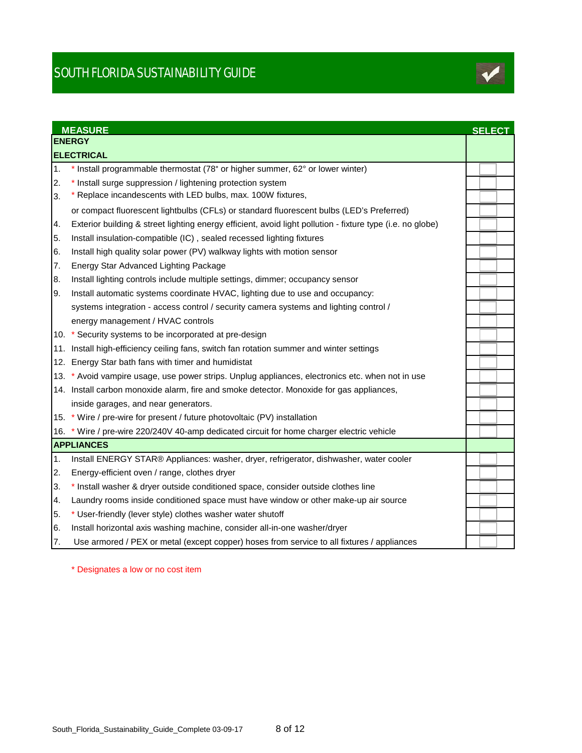# SOUTH FLORIDA SUSTAINABILITY GUIDE

| MEASURE | SELECT |
|---|---|
| **ENERGY** | |
| **ELECTRICAL** | |
| 1. * Install programmable thermostat (78° or higher summer, 62° or lower winter) | |
| 2. * Install surge suppression / lightening protection system | |
| 3. * Replace incandescents with LED bulbs, max. 100W fixtures, | |
| or compact fluorescent lightbulbs (CFLs) or standard fluorescent bulbs (LED's Preferred) | |
| 4. Exterior building & street lighting energy efficient, avoid light pollution - fixture type (i.e. no globe) | |
| 5. Install insulation-compatible (IC) , sealed recessed lighting fixtures | |
| 6. Install high quality solar power (PV) walkway lights with motion sensor | |
| 7. Energy Star Advanced Lighting Package | |
| 8. Install lighting controls include multiple settings, dimmer; occupancy sensor | |
| 9. Install automatic systems coordinate HVAC, lighting due to use and occupancy: | |
| systems integration - access control / security camera systems and lighting control / | |
| energy management / HVAC controls | |
| 10. * Security systems to be incorporated at pre-design | |
| 11. Install high-efficiency ceiling fans, switch fan rotation summer and winter settings | |
| 12. Energy Star bath fans with timer and humidistat | |
| 13. * Avoid vampire usage, use power strips. Unplug appliances, electronics etc. when not in use | |
| 14. Install carbon monoxide alarm, fire and smoke detector. Monoxide for gas appliances, | |
| inside garages, and near generators. | |
| 15. * Wire / pre-wire for present / future photovoltaic (PV) installation | |
| 16. * Wire / pre-wire 220/240V 40-amp dedicated circuit for home charger electric vehicle | |
| **APPLIANCES** | |
| 1. Install ENERGY STAR® Appliances: washer, dryer, refrigerator, dishwasher, water cooler | |
| 2. Energy-efficient oven / range, clothes dryer | |
| 3. * Install washer & dryer outside conditioned space, consider outside clothes line | |
| 4. Laundry rooms inside conditioned space must have window or other make-up air source | |
| 5. * User-friendly (lever style) clothes washer water shutoff | |
| 6. Install horizontal axis washing machine, consider all-in-one washer/dryer | |
| 7. Use armored / PEX or metal (except copper) hoses from service to all fixtures / appliances | |

* Designates a low or no cost item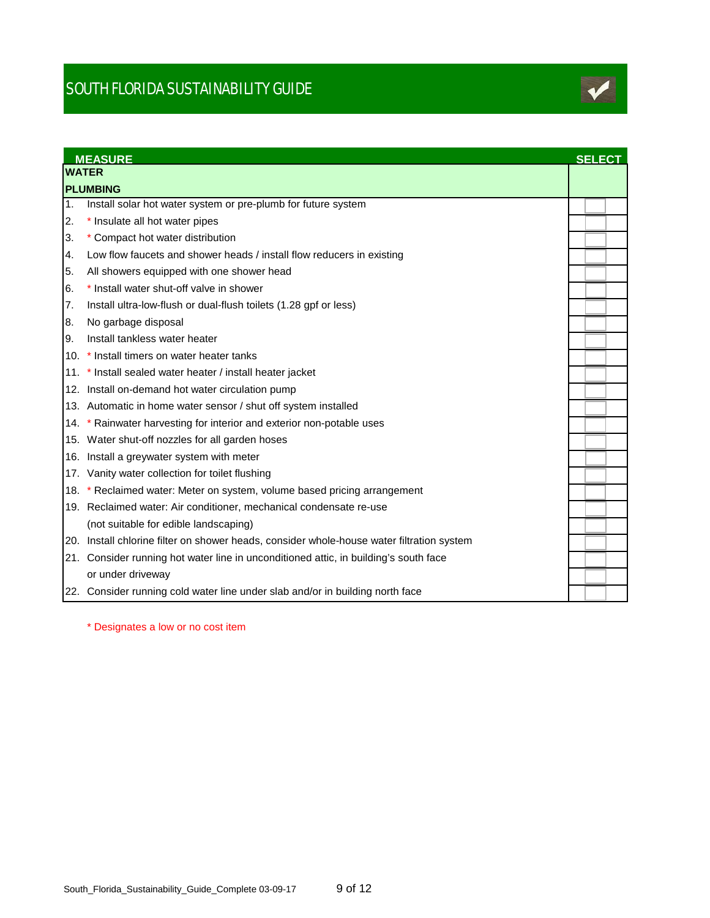# SOUTH FLORIDA SUSTAINABILITY GUIDE

| MEASURE | SELECT |
|---|---|
| **WATER** | |
| **PLUMBING** | |
| 1. Install solar hot water system or pre-plumb for future system | |
| 2. * Insulate all hot water pipes | |
| 3. * Compact hot water distribution | |
| 4. Low flow faucets and shower heads / install flow reducers in existing | |
| 5. All showers equipped with one shower head | |
| 6. * Install water shut-off valve in shower | |
| 7. Install ultra-low-flush or dual-flush toilets (1.28 gpf or less) | |
| 8. No garbage disposal | |
| 9. Install tankless water heater | |
| 10. * Install timers on water heater tanks | |
| 11. * Install sealed water heater / install heater jacket | |
| 12. Install on-demand hot water circulation pump | |
| 13. Automatic in home water sensor / shut off system installed | |
| 14. * Rainwater harvesting for interior and exterior non-potable uses | |
| 15. Water shut-off nozzles for all garden hoses | |
| 16. Install a greywater system with meter | |
| 17. Vanity water collection for toilet flushing | |
| 18. * Reclaimed water: Meter on system, volume based pricing arrangement | |
| 19. Reclaimed water: Air conditioner, mechanical condensate re-use | |
| (not suitable for edible landscaping) | |
| 20. Install chlorine filter on shower heads, consider whole-house water filtration system | |
| 21. Consider running hot water line in unconditioned attic, in building's south face | |
| or under driveway | |
| 22. Consider running cold water line under slab and/or in building north face | |

* Designates a low or no cost item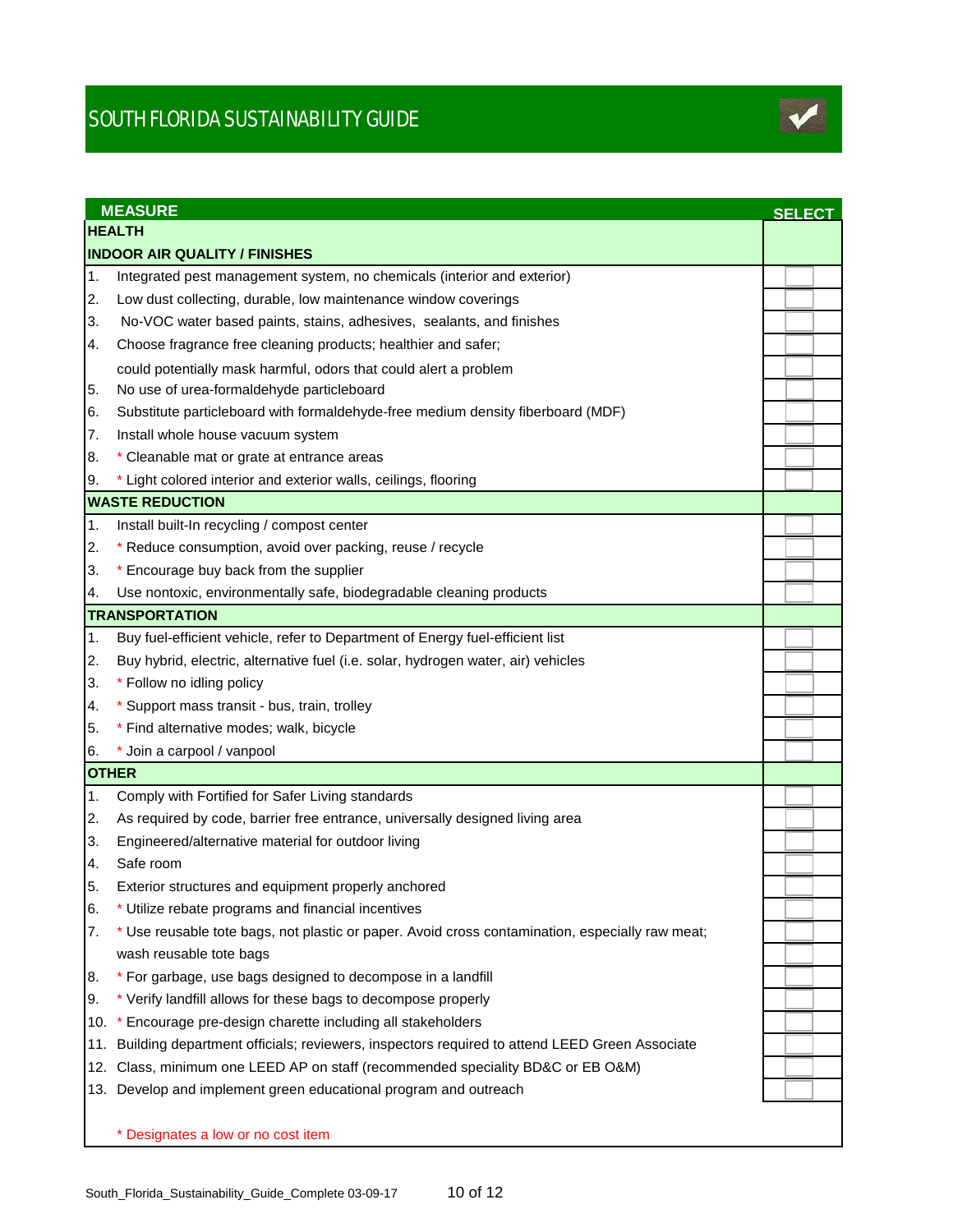# SOUTH FLORIDA SUSTAINABILITY GUIDE

| MEASURE | SELECT |
|---|---|
| **HEALTH** | |
| **INDOOR AIR QUALITY / FINISHES** | |
| 1. Integrated pest management system, no chemicals (interior and exterior) | ☐ |
| 2. Low dust collecting, durable, low maintenance window coverings | ☐ |
| 3. No-VOC water based paints, stains, adhesives, sealants, and finishes | ☐ |
| 4. Choose fragrance free cleaning products; healthier and safer; | ☐ |
| could potentially mask harmful, odors that could alert a problem | ☐ |
| 5. No use of urea-formaldehyde particleboard | ☐ |
| 6. Substitute particleboard with formaldehyde-free medium density fiberboard (MDF) | ☐ |
| 7. Install whole house vacuum system | ☐ |
| 8. * Cleanable mat or grate at entrance areas | ☐ |
| 9. * Light colored interior and exterior walls, ceilings, flooring | ☐ |
| **WASTE REDUCTION** | |
| 1. Install built-In recycling / compost center | ☐ |
| 2. * Reduce consumption, avoid over packing, reuse / recycle | ☐ |
| 3. * Encourage buy back from the supplier | ☐ |
| 4. Use nontoxic, environmentally safe, biodegradable cleaning products | ☐ |
| **TRANSPORTATION** | |
| 1. Buy fuel-efficient vehicle, refer to Department of Energy fuel-efficient list | ☐ |
| 2. Buy hybrid, electric, alternative fuel (i.e. solar, hydrogen water, air) vehicles | ☐ |
| 3. * Follow no idling policy | ☐ |
| 4. * Support mass transit - bus, train, trolley | ☐ |
| 5. * Find alternative modes; walk, bicycle | ☐ |
| 6. * Join a carpool / vanpool | ☐ |
| **OTHER** | |
| 1. Comply with Fortified for Safer Living standards | ☐ |
| 2. As required by code, barrier free entrance, universally designed living area | ☐ |
| 3. Engineered/alternative material for outdoor living | ☐ |
| 4. Safe room | ☐ |
| 5. Exterior structures and equipment properly anchored | ☐ |
| 6. * Utilize rebate programs and financial incentives | ☐ |
| 7. * Use reusable tote bags, not plastic or paper. Avoid cross contamination, especially raw meat; | ☐ |
| wash reusable tote bags | ☐ |
| 8. * For garbage, use bags designed to decompose in a landfill | ☐ |
| 9. * Verify landfill allows for these bags to decompose properly | ☐ |
| 10. * Encourage pre-design charette including all stakeholders | ☐ |
| 11. Building department officials; reviewers, inspectors required to attend LEED Green Associate | ☐ |
| 12. Class, minimum one LEED AP on staff (recommended speciality BD&C or EB O&M) | ☐ |
| 13. Develop and implement green educational program and outreach | ☐ |

* Designates a low or no cost item

South_Florida_Sustainability_Guide_Complete 03-09-17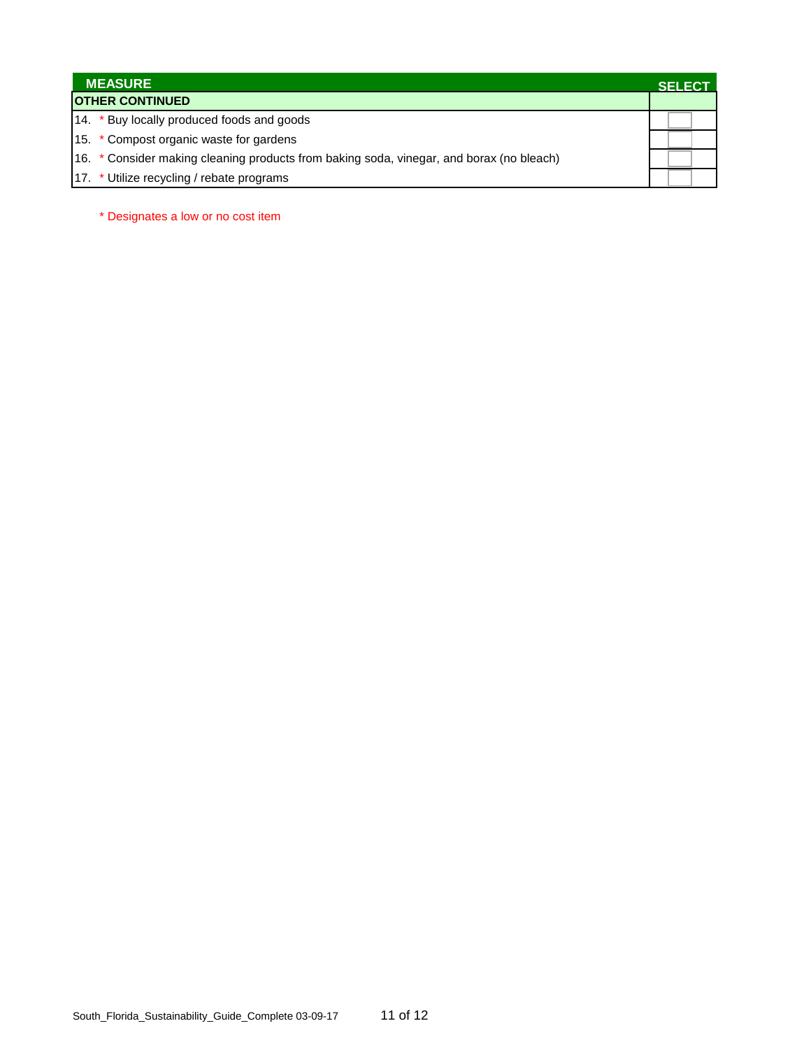| MEASURE | SELECT |
| --- | --- |
| **OTHER CONTINUED** | |
| 14. * Buy locally produced foods and goods | |
| 15. * Compost organic waste for gardens | |
| 16. * Consider making cleaning products from baking soda, vinegar, and borax (no bleach) | |
| 17. * Utilize recycling / rebate programs | |

* Designates a low or no cost item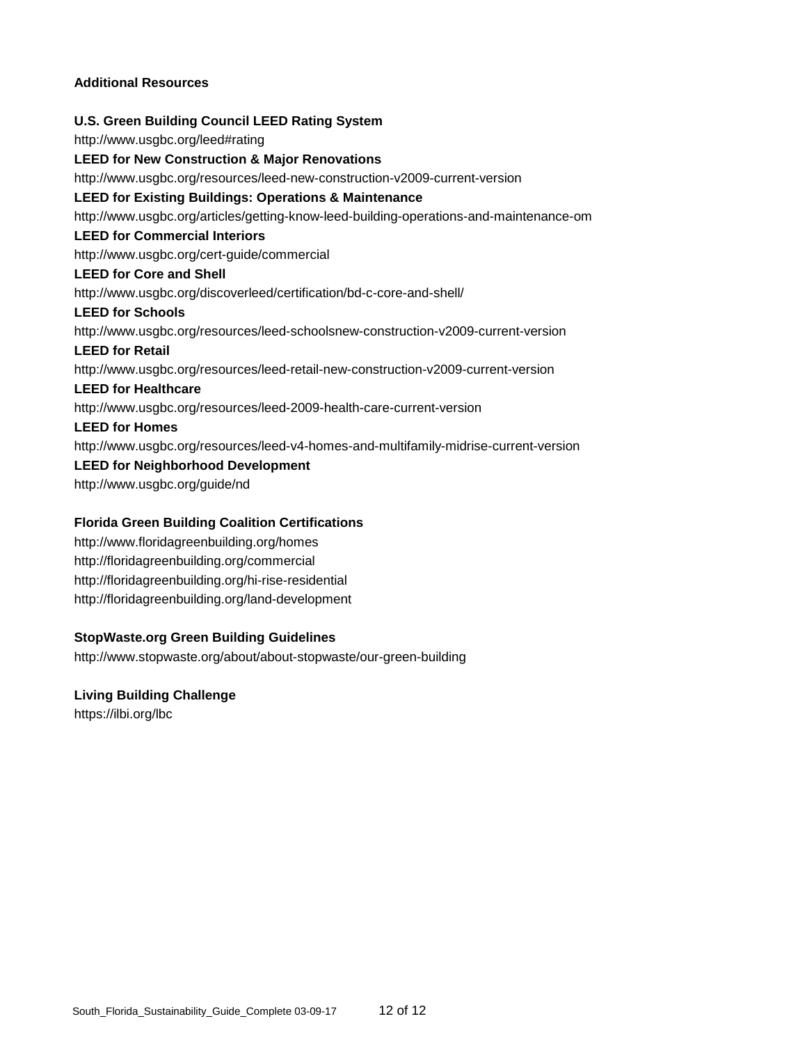**Additional Resources**

**U.S. Green Building Council LEED Rating System**
http://www.usgbc.org/leed#rating

**LEED for New Construction & Major Renovations**
http://www.usgbc.org/resources/leed-new-construction-v2009-current-version

**LEED for Existing Buildings: Operations & Maintenance**
http://www.usgbc.org/articles/getting-know-leed-building-operations-and-maintenance-om

**LEED for Commercial Interiors**
http://www.usgbc.org/cert-guide/commercial

**LEED for Core and Shell**
http://www.usgbc.org/discoverleed/certification/bd-c-core-and-shell/

**LEED for Schools**
http://www.usgbc.org/resources/leed-schoolsnew-construction-v2009-current-version

**LEED for Retail**
http://www.usgbc.org/resources/leed-retail-new-construction-v2009-current-version

**LEED for Healthcare**
http://www.usgbc.org/resources/leed-2009-health-care-current-version

**LEED for Homes**
http://www.usgbc.org/resources/leed-v4-homes-and-multifamily-midrise-current-version

**LEED for Neighborhood Development**
http://www.usgbc.org/guide/nd

**Florida Green Building Coalition Certifications**
http://www.floridagreenbuilding.org/homes
http://floridagreenbuilding.org/commercial
http://floridagreenbuilding.org/hi-rise-residential
http://floridagreenbuilding.org/land-development

**StopWaste.org Green Building Guidelines**
http://www.stopwaste.org/about/about-stopwaste/our-green-building

**Living Building Challenge**
https://ilbi.org/lbc